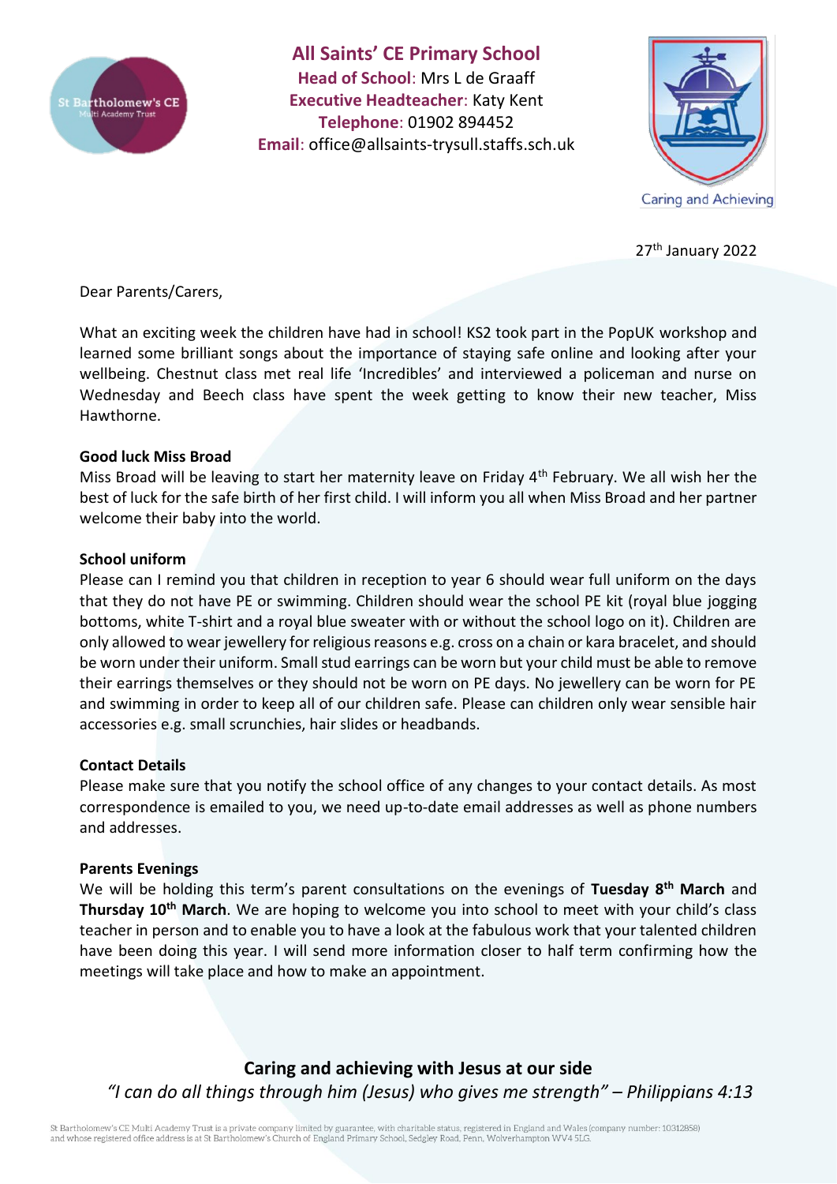# All Saints' CE Primary School

**Head of School**: Mrs L de Graaff
**Executive Headteacher:** Katy Kent
**Telephone**: 01902 894452
**Email**: office@allsaints-trysull.staffs.sch.uk

St Bartholomew's CE Multi Academy Trust

Caring and Achieving

27th January 2022

Dear Parents/Carers,

What an exciting week the children have had in school! KS2 took part in the PopUK workshop and learned some brilliant songs about the importance of staying safe online and looking after your wellbeing. Chestnut class met real life 'Incredibles' and interviewed a policeman and nurse on Wednesday and Beech class have spent the week getting to know their new teacher, Miss Hawthorne.

**Good luck Miss Broad**

Miss Broad will be leaving to start her maternity leave on Friday 4th February. We all wish her the best of luck for the safe birth of her first child. I will inform you all when Miss Broad and her partner welcome their baby into the world.

**School uniform**

Please can I remind you that children in reception to year 6 should wear full uniform on the days that they do not have PE or swimming. Children should wear the school PE kit (royal blue jogging bottoms, white T-shirt and a royal blue sweater with or without the school logo on it). Children are only allowed to wear jewellery for religious reasons e.g. cross on a chain or kara bracelet, and should be worn under their uniform. Small stud earrings can be worn but your child must be able to remove their earrings themselves or they should not be worn on PE days. No jewellery can be worn for PE and swimming in order to keep all of our children safe. Please can children only wear sensible hair accessories e.g. small scrunchies, hair slides or headbands.

**Contact Details**

Please make sure that you notify the school office of any changes to your contact details. As most correspondence is emailed to you, we need up-to-date email addresses as well as phone numbers and addresses.

**Parents Evenings**

We will be holding this term's parent consultations on the evenings of **Tuesday 8th March** and **Thursday 10th March**. We are hoping to welcome you into school to meet with your child's class teacher in person and to enable you to have a look at the fabulous work that your talented children have been doing this year. I will send more information closer to half term confirming how the meetings will take place and how to make an appointment.

**Caring and achieving with Jesus at our side**

*"I can do all things through him (Jesus) who gives me strength" – Philippians 4:13*

St Bartholomew's CE Multi Academy Trust is a private company limited by guarantee, with charitable status, registered in England and Wales (company number: 10312858) and whose registered office address is at St Bartholomew's Church of England Primary School, Sedgley Road, Penn, Wolverhampton WV4 5LG.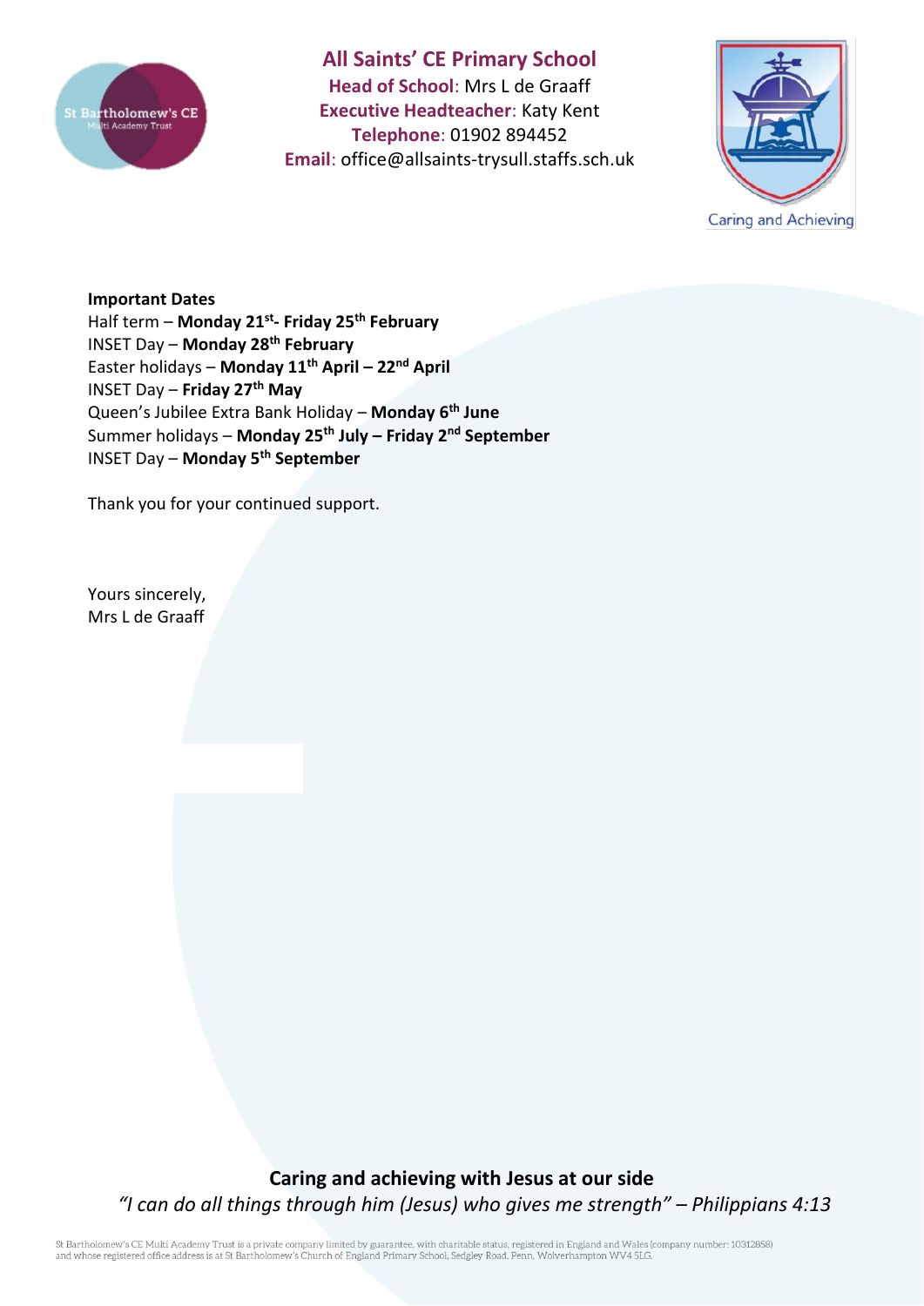## All Saints' CE Primary School

**Head of School**: Mrs L de Graaff
**Executive Headteacher:** Katy Kent
**Telephone**: 01902 894452
**Email**: office@allsaints-trysull.staffs.sch.uk

Caring and Achieving

**Important Dates**

Half term – **Monday 21st- Friday 25th February**
INSET Day – **Monday 28th February**
Easter holidays – **Monday 11th April – 22nd April**
INSET Day – **Friday 27th May**
Queen's Jubilee Extra Bank Holiday – **Monday 6th June**
Summer holidays – **Monday 25th July – Friday 2nd September**
INSET Day – **Monday 5th September**

Thank you for your continued support.

Yours sincerely,
Mrs L de Graaff

**Caring and achieving with Jesus at our side**

*"I can do all things through him (Jesus) who gives me strength" – Philippians 4:13*

St Bartholomew's CE Multi Academy Trust is a private company limited by guarantee, with charitable status, registered in England and Wales (company number: 10312858) and whose registered office address is at St Bartholomew's Church of England Primary School, Sedgley Road, Penn, Wolverhampton WV4 5LG.